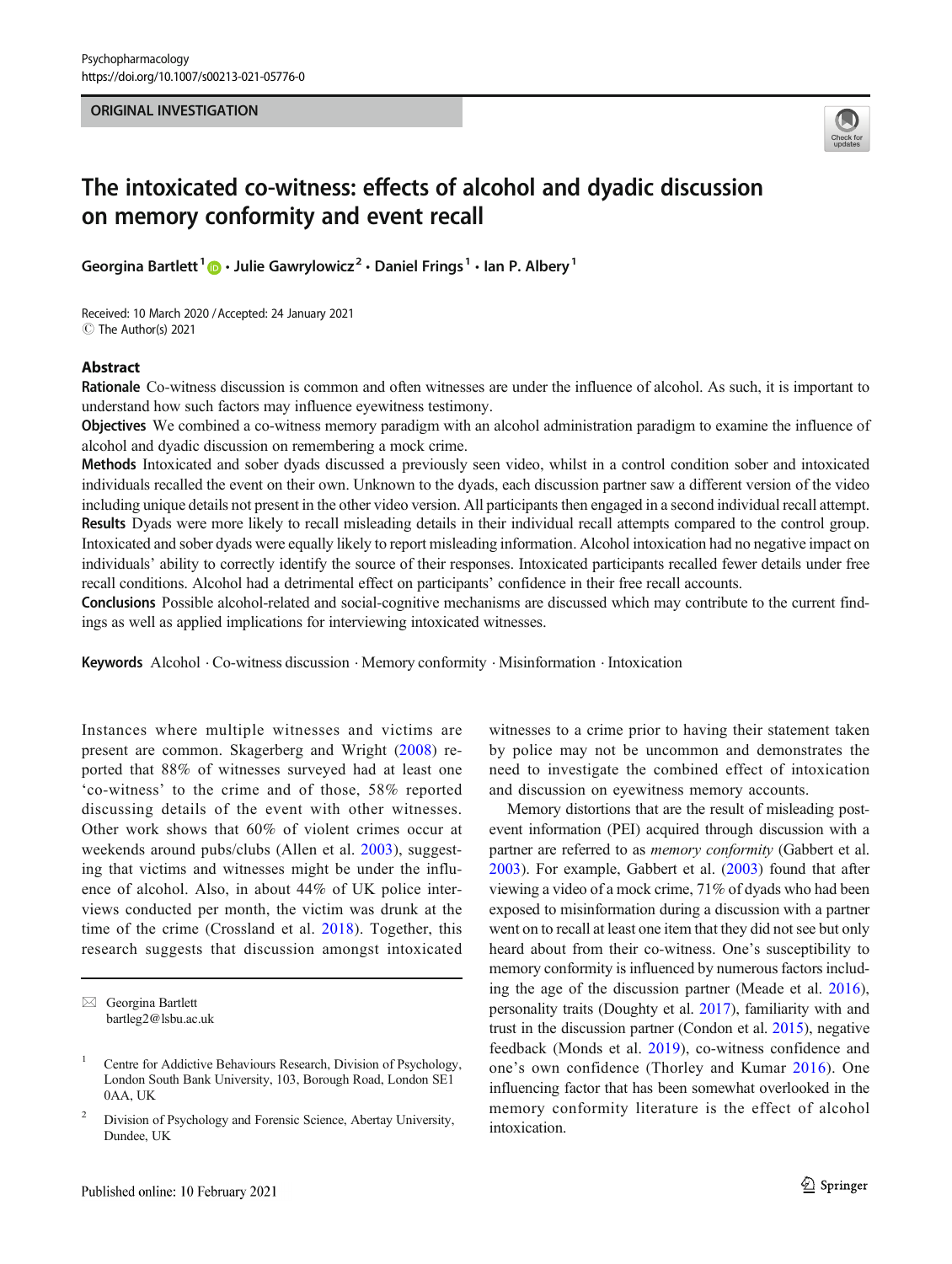ORIGINAL INVESTIGATION

# The intoxicated co-witness: effects of alcohol and dyadic discussion on memory conformity and event recall

Georgina Bartlett[1] · Julie Gawrylowicz[2] · Daniel Frings[1] · Ian P. Albery[1]

Received: 10 March 2020 / Accepted: 24 January 2021
© The Author(s) 2021

## Abstract

**Rationale** Co-witness discussion is common and often witnesses are under the influence of alcohol. As such, it is important to understand how such factors may influence eyewitness testimony.

**Objectives** We combined a co-witness memory paradigm with an alcohol administration paradigm to examine the influence of alcohol and dyadic discussion on remembering a mock crime.

**Methods** Intoxicated and sober dyads discussed a previously seen video, whilst in a control condition sober and intoxicated individuals recalled the event on their own. Unknown to the dyads, each discussion partner saw a different version of the video including unique details not present in the other video version. All participants then engaged in a second individual recall attempt.

**Results** Dyads were more likely to recall misleading details in their individual recall attempts compared to the control group. Intoxicated and sober dyads were equally likely to report misleading information. Alcohol intoxication had no negative impact on individuals' ability to correctly identify the source of their responses. Intoxicated participants recalled fewer details under free recall conditions. Alcohol had a detrimental effect on participants' confidence in their free recall accounts.

**Conclusions** Possible alcohol-related and social-cognitive mechanisms are discussed which may contribute to the current findings as well as applied implications for interviewing intoxicated witnesses.

**Keywords** Alcohol · Co-witness discussion · Memory conformity · Misinformation · Intoxication

Instances where multiple witnesses and victims are present are common. Skagerberg and Wright (2008) reported that 88% of witnesses surveyed had at least one 'co-witness' to the crime and of those, 58% reported discussing details of the event with other witnesses. Other work shows that 60% of violent crimes occur at weekends around pubs/clubs (Allen et al. 2003), suggesting that victims and witnesses might be under the influence of alcohol. Also, in about 44% of UK police interviews conducted per month, the victim was drunk at the time of the crime (Crossland et al. 2018). Together, this research suggests that discussion amongst intoxicated witnesses to a crime prior to having their statement taken by police may not be uncommon and demonstrates the need to investigate the combined effect of intoxication and discussion on eyewitness memory accounts.

Memory distortions that are the result of misleading post-event information (PEI) acquired through discussion with a partner are referred to as *memory conformity* (Gabbert et al. 2003). For example, Gabbert et al. (2003) found that after viewing a video of a mock crime, 71% of dyads who had been exposed to misinformation during a discussion with a partner went on to recall at least one item that they did not see but only heard about from their co-witness. One's susceptibility to memory conformity is influenced by numerous factors including the age of the discussion partner (Meade et al. 2016), personality traits (Doughty et al. 2017), familiarity with and trust in the discussion partner (Condon et al. 2015), negative feedback (Monds et al. 2019), co-witness confidence and one's own confidence (Thorley and Kumar 2016). One influencing factor that has been somewhat overlooked in the memory conformity literature is the effect of alcohol intoxication.

✉ Georgina Bartlett
bartleg2@lsbu.ac.uk

[1] Centre for Addictive Behaviours Research, Division of Psychology, London South Bank University, 103, Borough Road, London SE1 0AA, UK

[2] Division of Psychology and Forensic Science, Abertay University, Dundee, UK

Published online: 10 February 2021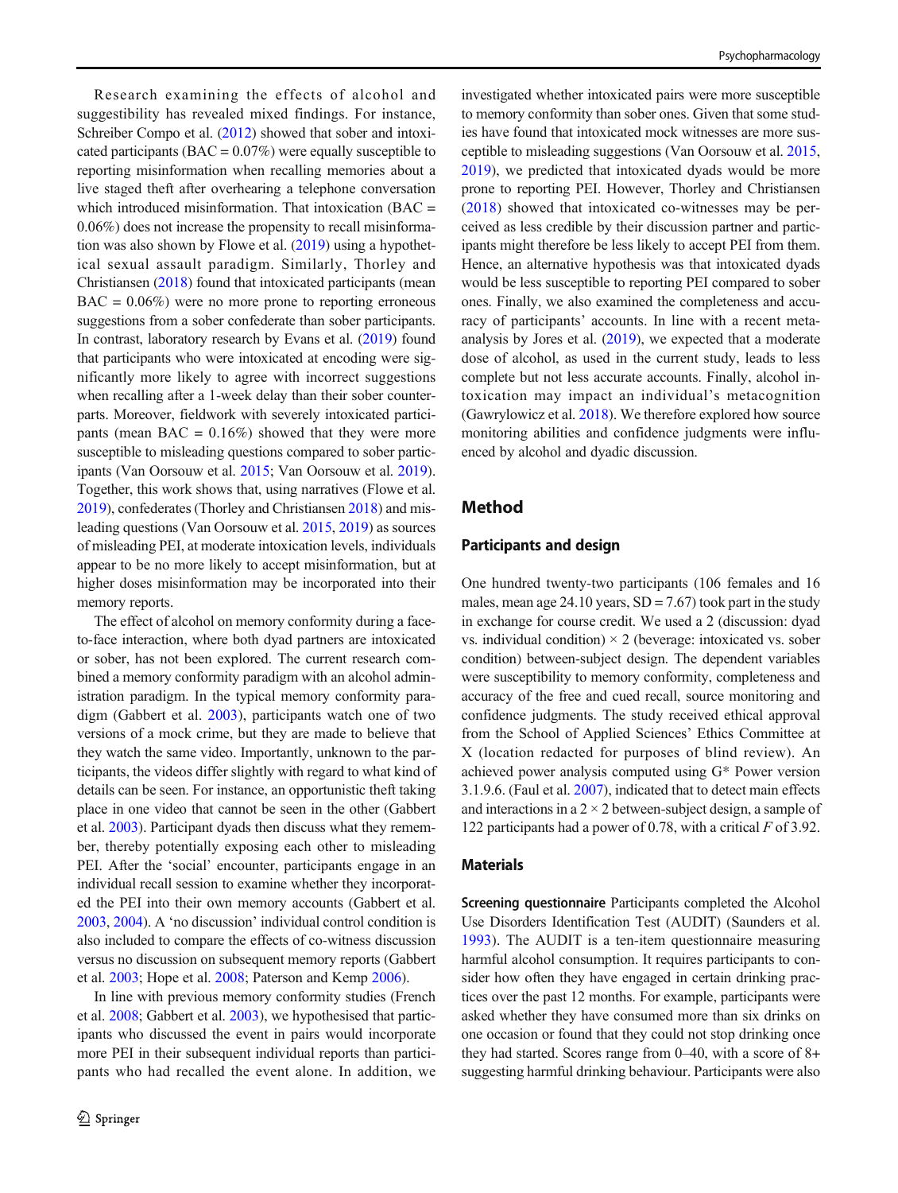Research examining the effects of alcohol and suggestibility has revealed mixed findings. For instance, Schreiber Compo et al. (2012) showed that sober and intoxicated participants (BAC = 0.07%) were equally susceptible to reporting misinformation when recalling memories about a live staged theft after overhearing a telephone conversation which introduced misinformation. That intoxication (BAC = 0.06%) does not increase the propensity to recall misinformation was also shown by Flowe et al. (2019) using a hypothetical sexual assault paradigm. Similarly, Thorley and Christiansen (2018) found that intoxicated participants (mean BAC = 0.06%) were no more prone to reporting erroneous suggestions from a sober confederate than sober participants. In contrast, laboratory research by Evans et al. (2019) found that participants who were intoxicated at encoding were significantly more likely to agree with incorrect suggestions when recalling after a 1-week delay than their sober counterparts. Moreover, fieldwork with severely intoxicated participants (mean BAC = 0.16%) showed that they were more susceptible to misleading questions compared to sober participants (Van Oorsouw et al. 2015; Van Oorsouw et al. 2019). Together, this work shows that, using narratives (Flowe et al. 2019), confederates (Thorley and Christiansen 2018) and misleading questions (Van Oorsouw et al. 2015, 2019) as sources of misleading PEI, at moderate intoxication levels, individuals appear to be no more likely to accept misinformation, but at higher doses misinformation may be incorporated into their memory reports.

The effect of alcohol on memory conformity during a face-to-face interaction, where both dyad partners are intoxicated or sober, has not been explored. The current research combined a memory conformity paradigm with an alcohol administration paradigm. In the typical memory conformity paradigm (Gabbert et al. 2003), participants watch one of two versions of a mock crime, but they are made to believe that they watch the same video. Importantly, unknown to the participants, the videos differ slightly with regard to what kind of details can be seen. For instance, an opportunistic theft taking place in one video that cannot be seen in the other (Gabbert et al. 2003). Participant dyads then discuss what they remember, thereby potentially exposing each other to misleading PEI. After the 'social' encounter, participants engage in an individual recall session to examine whether they incorporated the PEI into their own memory accounts (Gabbert et al. 2003, 2004). A 'no discussion' individual control condition is also included to compare the effects of co-witness discussion versus no discussion on subsequent memory reports (Gabbert et al. 2003; Hope et al. 2008; Paterson and Kemp 2006).

In line with previous memory conformity studies (French et al. 2008; Gabbert et al. 2003), we hypothesised that participants who discussed the event in pairs would incorporate more PEI in their subsequent individual reports than participants who had recalled the event alone. In addition, we investigated whether intoxicated pairs were more susceptible to memory conformity than sober ones. Given that some studies have found that intoxicated mock witnesses are more susceptible to misleading suggestions (Van Oorsouw et al. 2015, 2019), we predicted that intoxicated dyads would be more prone to reporting PEI. However, Thorley and Christiansen (2018) showed that intoxicated co-witnesses may be perceived as less credible by their discussion partner and participants might therefore be less likely to accept PEI from them. Hence, an alternative hypothesis was that intoxicated dyads would be less susceptible to reporting PEI compared to sober ones. Finally, we also examined the completeness and accuracy of participants' accounts. In line with a recent meta-analysis by Jores et al. (2019), we expected that a moderate dose of alcohol, as used in the current study, leads to less complete but not less accurate accounts. Finally, alcohol intoxication may impact an individual's metacognition (Gawrylowicz et al. 2018). We therefore explored how source monitoring abilities and confidence judgments were influenced by alcohol and dyadic discussion.

## Method

### Participants and design

One hundred twenty-two participants (106 females and 16 males, mean age 24.10 years, SD = 7.67) took part in the study in exchange for course credit. We used a 2 (discussion: dyad vs. individual condition) × 2 (beverage: intoxicated vs. sober condition) between-subject design. The dependent variables were susceptibility to memory conformity, completeness and accuracy of the free and cued recall, source monitoring and confidence judgments. The study received ethical approval from the School of Applied Sciences' Ethics Committee at X (location redacted for purposes of blind review). An achieved power analysis computed using G* Power version 3.1.9.6. (Faul et al. 2007), indicated that to detect main effects and interactions in a 2 × 2 between-subject design, a sample of 122 participants had a power of 0.78, with a critical $F$ of 3.92.

### Materials

**Screening questionnaire** Participants completed the Alcohol Use Disorders Identification Test (AUDIT) (Saunders et al. 1993). The AUDIT is a ten-item questionnaire measuring harmful alcohol consumption. It requires participants to consider how often they have engaged in certain drinking practices over the past 12 months. For example, participants were asked whether they have consumed more than six drinks on one occasion or found that they could not stop drinking once they had started. Scores range from 0–40, with a score of 8+ suggesting harmful drinking behaviour. Participants were also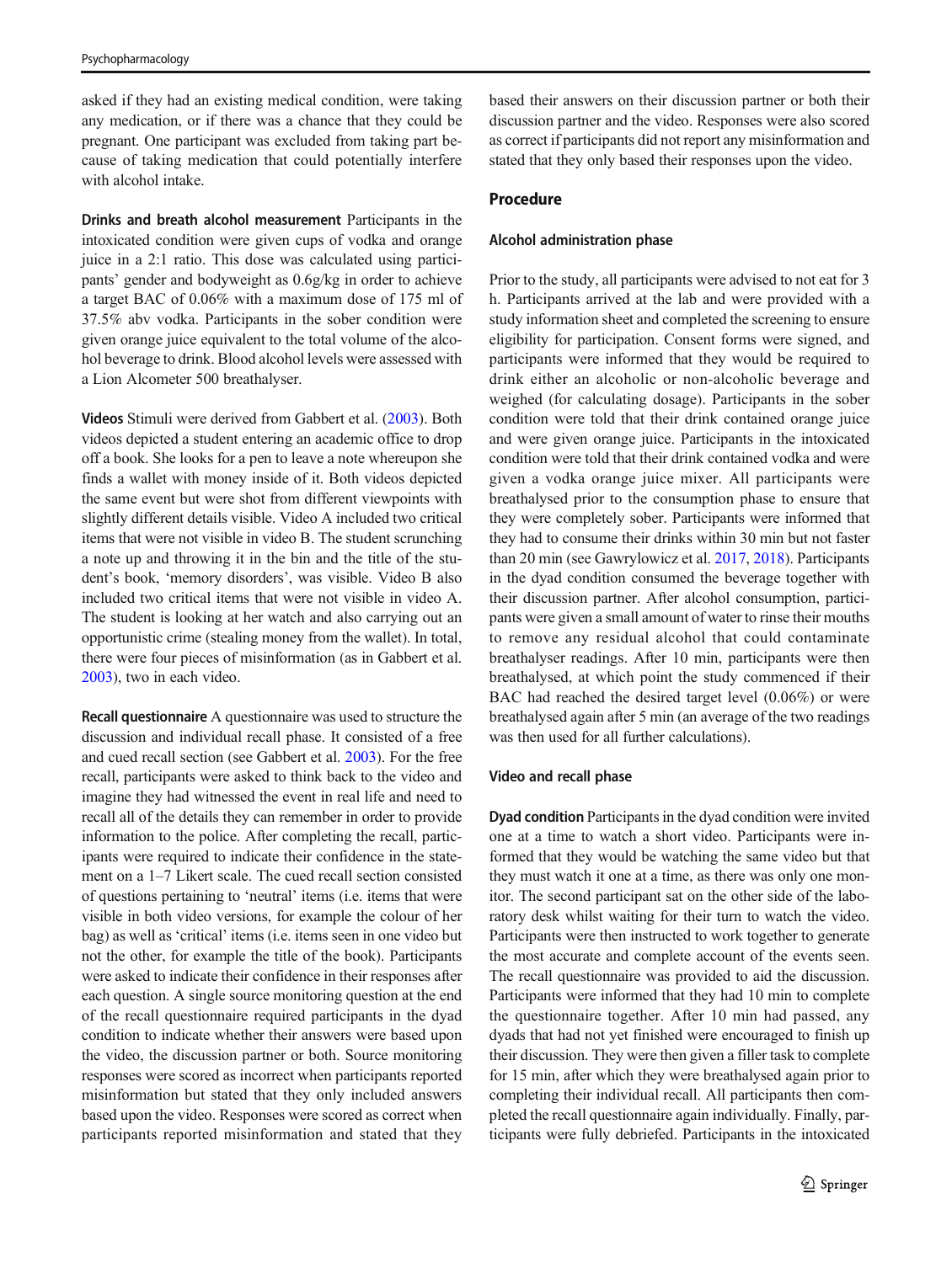asked if they had an existing medical condition, were taking any medication, or if there was a chance that they could be pregnant. One participant was excluded from taking part because of taking medication that could potentially interfere with alcohol intake.

**Drinks and breath alcohol measurement** Participants in the intoxicated condition were given cups of vodka and orange juice in a 2:1 ratio. This dose was calculated using participants' gender and bodyweight as 0.6g/kg in order to achieve a target BAC of 0.06% with a maximum dose of 175 ml of 37.5% abv vodka. Participants in the sober condition were given orange juice equivalent to the total volume of the alcohol beverage to drink. Blood alcohol levels were assessed with a Lion Alcometer 500 breathalyser.

**Videos** Stimuli were derived from Gabbert et al. (2003). Both videos depicted a student entering an academic office to drop off a book. She looks for a pen to leave a note whereupon she finds a wallet with money inside of it. Both videos depicted the same event but were shot from different viewpoints with slightly different details visible. Video A included two critical items that were not visible in video B. The student scrunching a note up and throwing it in the bin and the title of the student's book, 'memory disorders', was visible. Video B also included two critical items that were not visible in video A. The student is looking at her watch and also carrying out an opportunistic crime (stealing money from the wallet). In total, there were four pieces of misinformation (as in Gabbert et al. 2003), two in each video.

**Recall questionnaire** A questionnaire was used to structure the discussion and individual recall phase. It consisted of a free and cued recall section (see Gabbert et al. 2003). For the free recall, participants were asked to think back to the video and imagine they had witnessed the event in real life and need to recall all of the details they can remember in order to provide information to the police. After completing the recall, participants were required to indicate their confidence in the statement on a 1–7 Likert scale. The cued recall section consisted of questions pertaining to 'neutral' items (i.e. items that were visible in both video versions, for example the colour of her bag) as well as 'critical' items (i.e. items seen in one video but not the other, for example the title of the book). Participants were asked to indicate their confidence in their responses after each question. A single source monitoring question at the end of the recall questionnaire required participants in the dyad condition to indicate whether their answers were based upon the video, the discussion partner or both. Source monitoring responses were scored as incorrect when participants reported misinformation but stated that they only included answers based upon the video. Responses were scored as correct when participants reported misinformation and stated that they based their answers on their discussion partner or both their discussion partner and the video. Responses were also scored as correct if participants did not report any misinformation and stated that they only based their responses upon the video.

## Procedure

### Alcohol administration phase

Prior to the study, all participants were advised to not eat for 3 h. Participants arrived at the lab and were provided with a study information sheet and completed the screening to ensure eligibility for participation. Consent forms were signed, and participants were informed that they would be required to drink either an alcoholic or non-alcoholic beverage and weighed (for calculating dosage). Participants in the sober condition were told that their drink contained orange juice and were given orange juice. Participants in the intoxicated condition were told that their drink contained vodka and were given a vodka orange juice mixer. All participants were breathalysed prior to the consumption phase to ensure that they were completely sober. Participants were informed that they had to consume their drinks within 30 min but not faster than 20 min (see Gawrylowicz et al. 2017, 2018). Participants in the dyad condition consumed the beverage together with their discussion partner. After alcohol consumption, participants were given a small amount of water to rinse their mouths to remove any residual alcohol that could contaminate breathalyser readings. After 10 min, participants were then breathalysed, at which point the study commenced if their BAC had reached the desired target level (0.06%) or were breathalysed again after 5 min (an average of the two readings was then used for all further calculations).

### Video and recall phase

**Dyad condition** Participants in the dyad condition were invited one at a time to watch a short video. Participants were informed that they would be watching the same video but that they must watch it one at a time, as there was only one monitor. The second participant sat on the other side of the laboratory desk whilst waiting for their turn to watch the video. Participants were then instructed to work together to generate the most accurate and complete account of the events seen. The recall questionnaire was provided to aid the discussion. Participants were informed that they had 10 min to complete the questionnaire together. After 10 min had passed, any dyads that had not yet finished were encouraged to finish up their discussion. They were then given a filler task to complete for 15 min, after which they were breathalysed again prior to completing their individual recall. All participants then completed the recall questionnaire again individually. Finally, participants were fully debriefed. Participants in the intoxicated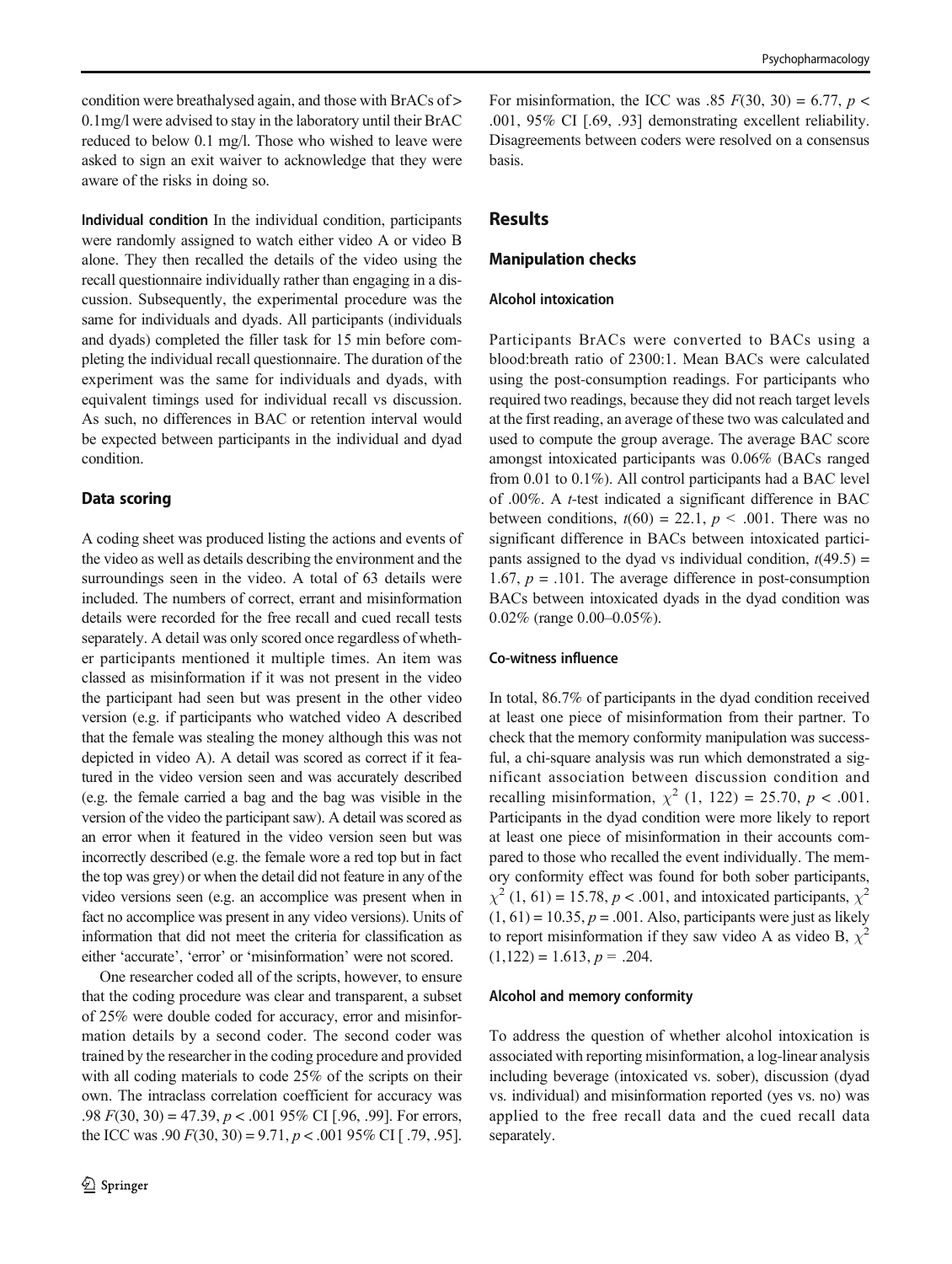condition were breathalysed again, and those with BrACs of > 0.1mg/l were advised to stay in the laboratory until their BrAC reduced to below 0.1 mg/l. Those who wished to leave were asked to sign an exit waiver to acknowledge that they were aware of the risks in doing so.

**Individual condition** In the individual condition, participants were randomly assigned to watch either video A or video B alone. They then recalled the details of the video using the recall questionnaire individually rather than engaging in a discussion. Subsequently, the experimental procedure was the same for individuals and dyads. All participants (individuals and dyads) completed the filler task for 15 min before completing the individual recall questionnaire. The duration of the experiment was the same for individuals and dyads, with equivalent timings used for individual recall vs discussion. As such, no differences in BAC or retention interval would be expected between participants in the individual and dyad condition.

## Data scoring

A coding sheet was produced listing the actions and events of the video as well as details describing the environment and the surroundings seen in the video. A total of 63 details were included. The numbers of correct, errant and misinformation details were recorded for the free recall and cued recall tests separately. A detail was only scored once regardless of whether participants mentioned it multiple times. An item was classed as misinformation if it was not present in the video the participant had seen but was present in the other video version (e.g. if participants who watched video A described that the female was stealing the money although this was not depicted in video A). A detail was scored as correct if it featured in the video version seen and was accurately described (e.g. the female carried a bag and the bag was visible in the version of the video the participant saw). A detail was scored as an error when it featured in the video version seen but was incorrectly described (e.g. the female wore a red top but in fact the top was grey) or when the detail did not feature in any of the video versions seen (e.g. an accomplice was present when in fact no accomplice was present in any video versions). Units of information that did not meet the criteria for classification as either 'accurate', 'error' or 'misinformation' were not scored.

One researcher coded all of the scripts, however, to ensure that the coding procedure was clear and transparent, a subset of 25% were double coded for accuracy, error and misinformation details by a second coder. The second coder was trained by the researcher in the coding procedure and provided with all coding materials to code 25% of the scripts on their own. The intraclass correlation coefficient for accuracy was .98 $F(30, 30) = 47.39$, $p < .001$ 95% CI [.96, .99]. For errors, the ICC was .90 $F(30, 30) = 9.71$, $p < .001$ 95% CI [ .79, .95]. For misinformation, the ICC was .85 $F(30, 30) = 6.77$, $p < .001$, 95% CI [.69, .93] demonstrating excellent reliability. Disagreements between coders were resolved on a consensus basis.

# Results

## Manipulation checks

### Alcohol intoxication

Participants BrACs were converted to BACs using a blood:breath ratio of 2300:1. Mean BACs were calculated using the post-consumption readings. For participants who required two readings, because they did not reach target levels at the first reading, an average of these two was calculated and used to compute the group average. The average BAC score amongst intoxicated participants was 0.06% (BACs ranged from 0.01 to 0.1%). All control participants had a BAC level of .00%. A *t*-test indicated a significant difference in BAC between conditions, $t(60) = 22.1$, $p < .001$. There was no significant difference in BACs between intoxicated participants assigned to the dyad vs individual condition, $t(49.5) = 1.67$, $p = .101$. The average difference in post-consumption BACs between intoxicated dyads in the dyad condition was 0.02% (range 0.00–0.05%).

### Co-witness influence

In total, 86.7% of participants in the dyad condition received at least one piece of misinformation from their partner. To check that the memory conformity manipulation was successful, a chi-square analysis was run which demonstrated a significant association between discussion condition and recalling misinformation, $\chi^2$ (1, 122) = 25.70, $p < .001$. Participants in the dyad condition were more likely to report at least one piece of misinformation in their accounts compared to those who recalled the event individually. The memory conformity effect was found for both sober participants, $\chi^2$ (1, 61) = 15.78, $p < .001$, and intoxicated participants, $\chi^2$ (1, 61) = 10.35, $p = .001$. Also, participants were just as likely to report misinformation if they saw video A as video B, $\chi^2$ (1,122) = 1.613, $p = .204$.

### Alcohol and memory conformity

To address the question of whether alcohol intoxication is associated with reporting misinformation, a log-linear analysis including beverage (intoxicated vs. sober), discussion (dyad vs. individual) and misinformation reported (yes vs. no) was applied to the free recall data and the cued recall data separately.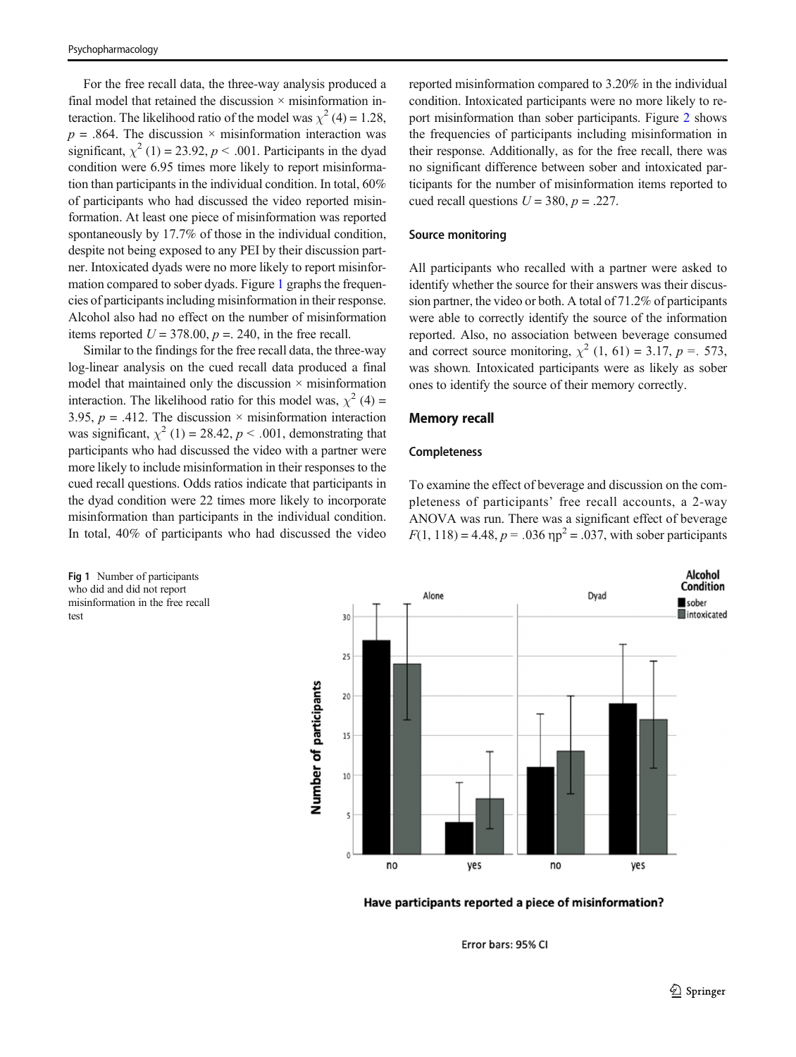For the free recall data, the three-way analysis produced a final model that retained the discussion × misinformation interaction. The likelihood ratio of the model was $\chi^2$ (4) = 1.28, $p$ = .864. The discussion × misinformation interaction was significant, $\chi^2$ (1) = 23.92, $p$ < .001. Participants in the dyad condition were 6.95 times more likely to report misinformation than participants in the individual condition. In total, 60% of participants who had discussed the video reported misinformation. At least one piece of misinformation was reported spontaneously by 17.7% of those in the individual condition, despite not being exposed to any PEI by their discussion partner. Intoxicated dyads were no more likely to report misinformation compared to sober dyads. Figure 1 graphs the frequencies of participants including misinformation in their response. Alcohol also had no effect on the number of misinformation items reported $U$ = 378.00, $p$ =. 240, in the free recall.

Similar to the findings for the free recall data, the three-way log-linear analysis on the cued recall data produced a final model that maintained only the discussion × misinformation interaction. The likelihood ratio for this model was, $\chi^2$ (4) = 3.95, $p$ = .412. The discussion × misinformation interaction was significant, $\chi^2$ (1) = 28.42, $p$ < .001, demonstrating that participants who had discussed the video with a partner were more likely to include misinformation in their responses to the cued recall questions. Odds ratios indicate that participants in the dyad condition were 22 times more likely to incorporate misinformation than participants in the individual condition. In total, 40% of participants who had discussed the video reported misinformation compared to 3.20% in the individual condition. Intoxicated participants were no more likely to report misinformation than sober participants. Figure 2 shows the frequencies of participants including misinformation in their response. Additionally, as for the free recall, there was no significant difference between sober and intoxicated participants for the number of misinformation items reported to cued recall questions $U$ = 380, $p$ = .227.

### Source monitoring

All participants who recalled with a partner were asked to identify whether the source for their answers was their discussion partner, the video or both. A total of 71.2% of participants were able to correctly identify the source of the information reported. Also, no association between beverage consumed and correct source monitoring, $\chi^2$ (1, 61) = 3.17, $p$ =. 573, was shown. Intoxicated participants were as likely as sober ones to identify the source of their memory correctly.

## Memory recall

### Completeness

To examine the effect of beverage and discussion on the completeness of participants' free recall accounts, a 2-way ANOVA was run. There was a significant effect of beverage $F$(1, 118) = 4.48, $p$ = .036 $\eta p^2$ = .037, with sober participants

**Fig 1** Number of participants who did and did not report misinformation in the free recall test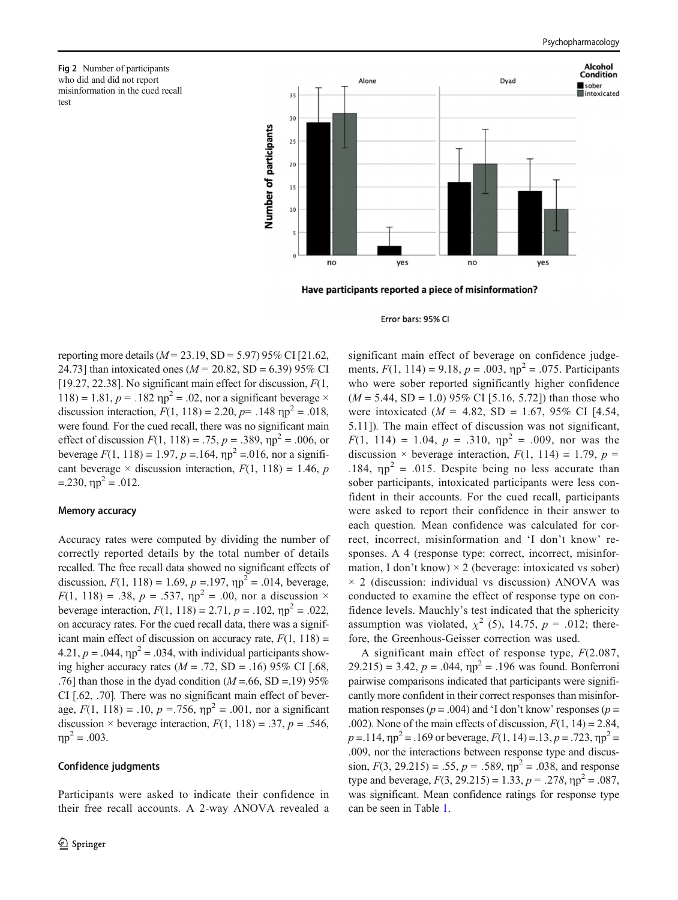Fig 2 Number of participants who did and did not report misinformation in the cued recall test

reporting more details ($M = 23.19$, SD = 5.97) 95% CI [21.62, 24.73] than intoxicated ones ($M = 20.82$, SD = 6.39) 95% CI [19.27, 22.38]. No significant main effect for discussion, $F(1, 118) = 1.81$, $p = .182$ $\eta p^2 = .02$, nor a significant beverage × discussion interaction, $F(1, 118) = 2.20$, $p = .148$ $\eta p^2 = .018$, were found. For the cued recall, there was no significant main effect of discussion $F(1, 118) = .75$, $p = .389$, $\eta p^2 = .006$, or beverage $F(1, 118) = 1.97$, $p = .164$, $\eta p^2 = .016$, nor a significant beverage × discussion interaction, $F(1, 118) = 1.46$, $p = .230$, $\eta p^2 = .012$.

### Memory accuracy

Accuracy rates were computed by dividing the number of correctly reported details by the total number of details recalled. The free recall data showed no significant effects of discussion, $F(1, 118) = 1.69$, $p = .197$, $\eta p^2 = .014$, beverage, $F(1, 118) = .38$, $p = .537$, $\eta p^2 = .00$, nor a discussion × beverage interaction, $F(1, 118) = 2.71$, $p = .102$, $\eta p^2 = .022$, on accuracy rates. For the cued recall data, there was a significant main effect of discussion on accuracy rate, $F(1, 118) = 4.21$, $p = .044$, $\eta p^2 = .034$, with individual participants showing higher accuracy rates ($M = .72$, SD = .16) 95% CI [.68, .76] than those in the dyad condition ($M = .66$, SD = .19) 95% CI [.62, .70]. There was no significant main effect of beverage, $F(1, 118) = .10$, $p = .756$, $\eta p^2 = .001$, nor a significant discussion × beverage interaction, $F(1, 118) = .37$, $p = .546$, $\eta p^2 = .003$.

### Confidence judgments

Participants were asked to indicate their confidence in their free recall accounts. A 2-way ANOVA revealed a significant main effect of beverage on confidence judgements, $F(1, 114) = 9.18$, $p = .003$, $\eta p^2 = .075$. Participants who were sober reported significantly higher confidence ($M = 5.44$, SD = 1.0) 95% CI [5.16, 5.72]) than those who were intoxicated ($M = 4.82$, SD = 1.67, 95% CI [4.54, 5.11]). The main effect of discussion was not significant, $F(1, 114) = 1.04$, $p = .310$, $\eta p^2 = .009$, nor was the discussion × beverage interaction, $F(1, 114) = 1.79$, $p = .184$, $\eta p^2 = .015$. Despite being no less accurate than sober participants, intoxicated participants were less confident in their accounts. For the cued recall, participants were asked to report their confidence in their answer to each question. Mean confidence was calculated for correct, incorrect, misinformation and 'I don't know' responses. A 4 (response type: correct, incorrect, misinformation, I don't know) × 2 (beverage: intoxicated vs sober) × 2 (discussion: individual vs discussion) ANOVA was conducted to examine the effect of response type on confidence levels. Mauchly's test indicated that the sphericity assumption was violated, $\chi^2$ (5), 14.75, $p = .012$; therefore, the Greenhous-Geisser correction was used.

A significant main effect of response type, $F(2.087, 29.215) = 3.42$, $p = .044$, $\eta p^2 = .196$ was found. Bonferroni pairwise comparisons indicated that participants were significantly more confident in their correct responses than misinformation responses ($p = .004$) and 'I don't know' responses ($p = .002$). None of the main effects of discussion, $F(1, 14) = 2.84$, $p = .114$, $\eta p^2 = .169$ or beverage, $F(1, 14) = .13$, $p = .723$, $\eta p^2 = .009$, nor the interactions between response type and discussion, $F(3, 29.215) = .55$, $p = .589$, $\eta p^2 = .038$, and response type and beverage, $F(3, 29.215) = 1.33$, $p = .278$, $\eta p^2 = .087$, was significant. Mean confidence ratings for response type can be seen in Table 1.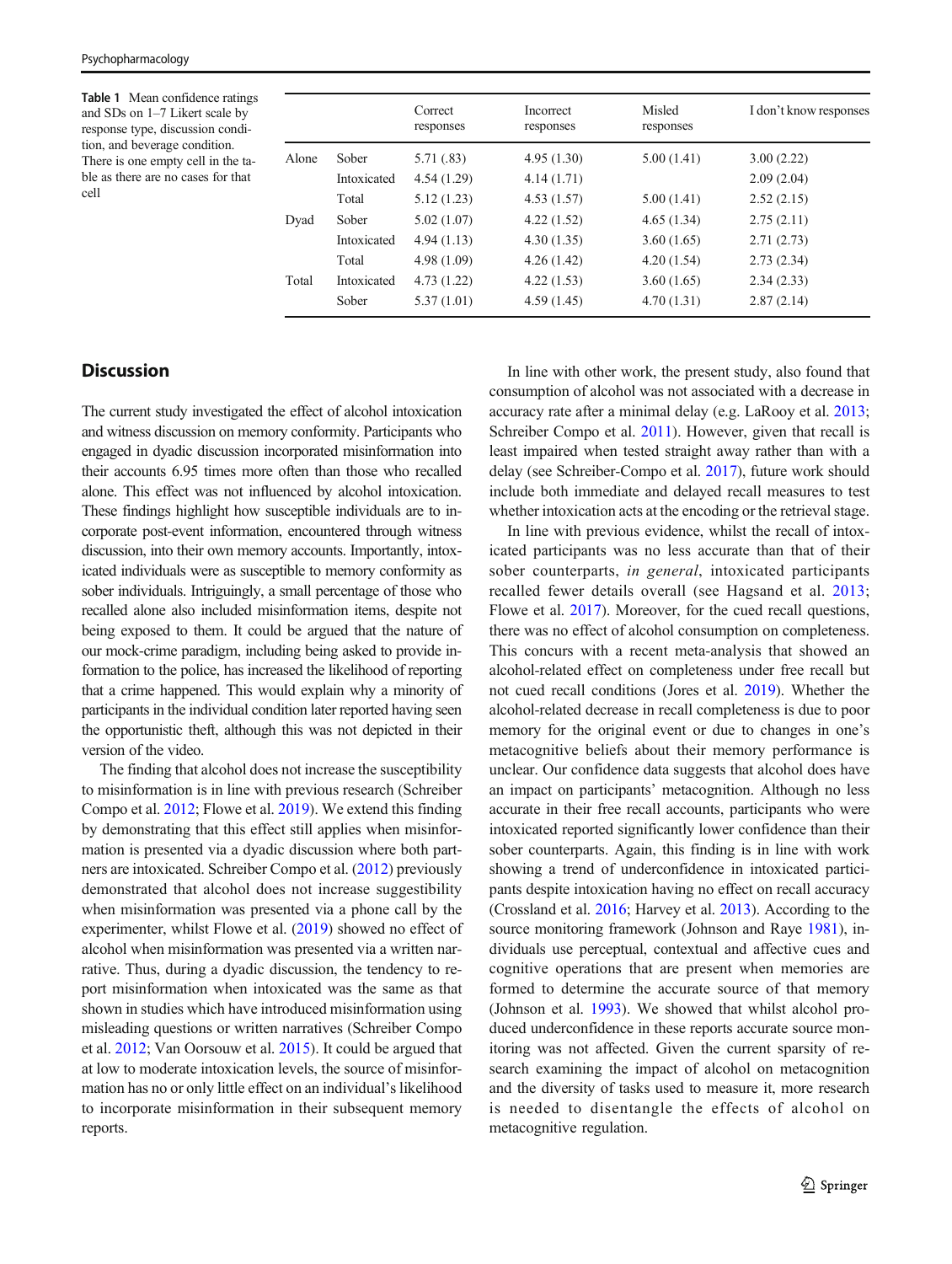**Table 1** Mean confidence ratings and SDs on 1–7 Likert scale by response type, discussion condition, and beverage condition. There is one empty cell in the table as there are no cases for that cell

| | | Correct responses | Incorrect responses | Misled responses | I don't know responses |
|---|---|---|---|---|---|
| Alone | Sober | 5.71 (.83) | 4.95 (1.30) | 5.00 (1.41) | 3.00 (2.22) |
| | Intoxicated | 4.54 (1.29) | 4.14 (1.71) | | 2.09 (2.04) |
| | Total | 5.12 (1.23) | 4.53 (1.57) | 5.00 (1.41) | 2.52 (2.15) |
| Dyad | Sober | 5.02 (1.07) | 4.22 (1.52) | 4.65 (1.34) | 2.75 (2.11) |
| | Intoxicated | 4.94 (1.13) | 4.30 (1.35) | 3.60 (1.65) | 2.71 (2.73) |
| | Total | 4.98 (1.09) | 4.26 (1.42) | 4.20 (1.54) | 2.73 (2.34) |
| Total | Intoxicated | 4.73 (1.22) | 4.22 (1.53) | 3.60 (1.65) | 2.34 (2.33) |
| | Sober | 5.37 (1.01) | 4.59 (1.45) | 4.70 (1.31) | 2.87 (2.14) |

## Discussion

The current study investigated the effect of alcohol intoxication and witness discussion on memory conformity. Participants who engaged in dyadic discussion incorporated misinformation into their accounts 6.95 times more often than those who recalled alone. This effect was not influenced by alcohol intoxication. These findings highlight how susceptible individuals are to incorporate post-event information, encountered through witness discussion, into their own memory accounts. Importantly, intoxicated individuals were as susceptible to memory conformity as sober individuals. Intriguingly, a small percentage of those who recalled alone also included misinformation items, despite not being exposed to them. It could be argued that the nature of our mock-crime paradigm, including being asked to provide information to the police, has increased the likelihood of reporting that a crime happened. This would explain why a minority of participants in the individual condition later reported having seen the opportunistic theft, although this was not depicted in their version of the video.

The finding that alcohol does not increase the susceptibility to misinformation is in line with previous research (Schreiber Compo et al. 2012; Flowe et al. 2019). We extend this finding by demonstrating that this effect still applies when misinformation is presented via a dyadic discussion where both partners are intoxicated. Schreiber Compo et al. (2012) previously demonstrated that alcohol does not increase suggestibility when misinformation was presented via a phone call by the experimenter, whilst Flowe et al. (2019) showed no effect of alcohol when misinformation was presented via a written narrative. Thus, during a dyadic discussion, the tendency to report misinformation when intoxicated was the same as that shown in studies which have introduced misinformation using misleading questions or written narratives (Schreiber Compo et al. 2012; Van Oorsouw et al. 2015). It could be argued that at low to moderate intoxication levels, the source of misinformation has no or only little effect on an individual's likelihood to incorporate misinformation in their subsequent memory reports.

In line with other work, the present study, also found that consumption of alcohol was not associated with a decrease in accuracy rate after a minimal delay (e.g. LaRooy et al. 2013; Schreiber Compo et al. 2011). However, given that recall is least impaired when tested straight away rather than with a delay (see Schreiber-Compo et al. 2017), future work should include both immediate and delayed recall measures to test whether intoxication acts at the encoding or the retrieval stage.

In line with previous evidence, whilst the recall of intoxicated participants was no less accurate than that of their sober counterparts, *in general*, intoxicated participants recalled fewer details overall (see Hagsand et al. 2013; Flowe et al. 2017). Moreover, for the cued recall questions, there was no effect of alcohol consumption on completeness. This concurs with a recent meta-analysis that showed an alcohol-related effect on completeness under free recall but not cued recall conditions (Jores et al. 2019). Whether the alcohol-related decrease in recall completeness is due to poor memory for the original event or due to changes in one's metacognitive beliefs about their memory performance is unclear. Our confidence data suggests that alcohol does have an impact on participants' metacognition. Although no less accurate in their free recall accounts, participants who were intoxicated reported significantly lower confidence than their sober counterparts. Again, this finding is in line with work showing a trend of underconfidence in intoxicated participants despite intoxication having no effect on recall accuracy (Crossland et al. 2016; Harvey et al. 2013). According to the source monitoring framework (Johnson and Raye 1981), individuals use perceptual, contextual and affective cues and cognitive operations that are present when memories are formed to determine the accurate source of that memory (Johnson et al. 1993). We showed that whilst alcohol produced underconfidence in these reports accurate source monitoring was not affected. Given the current sparsity of research examining the impact of alcohol on metacognition and the diversity of tasks used to measure it, more research is needed to disentangle the effects of alcohol on metacognitive regulation.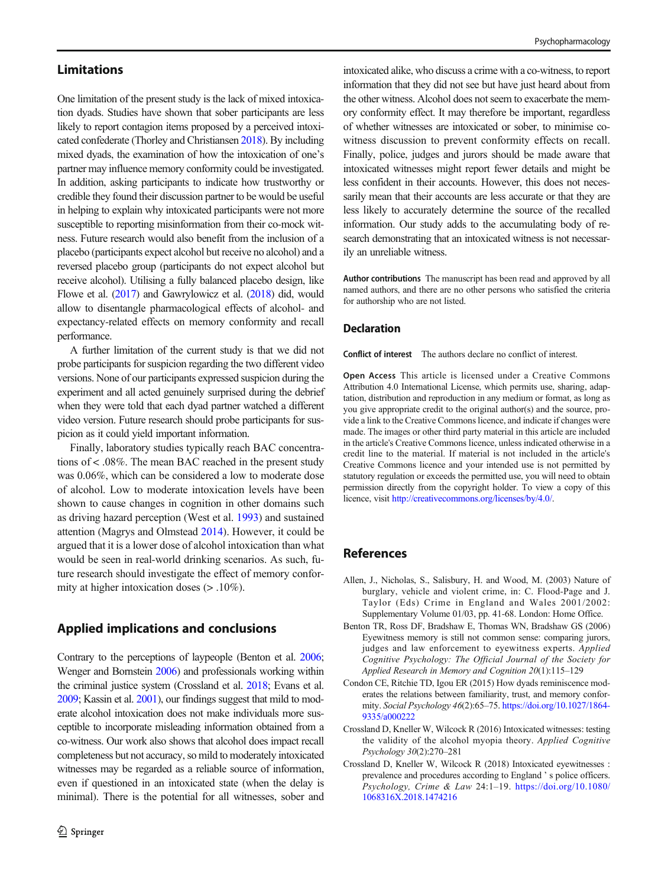## Limitations

One limitation of the present study is the lack of mixed intoxication dyads. Studies have shown that sober participants are less likely to report contagion items proposed by a perceived intoxicated confederate (Thorley and Christiansen 2018). By including mixed dyads, the examination of how the intoxication of one's partner may influence memory conformity could be investigated. In addition, asking participants to indicate how trustworthy or credible they found their discussion partner to be would be useful in helping to explain why intoxicated participants were not more susceptible to reporting misinformation from their co-mock witness. Future research would also benefit from the inclusion of a placebo (participants expect alcohol but receive no alcohol) and a reversed placebo group (participants do not expect alcohol but receive alcohol). Utilising a fully balanced placebo design, like Flowe et al. (2017) and Gawrylowicz et al. (2018) did, would allow to disentangle pharmacological effects of alcohol- and expectancy-related effects on memory conformity and recall performance.

A further limitation of the current study is that we did not probe participants for suspicion regarding the two different video versions. None of our participants expressed suspicion during the experiment and all acted genuinely surprised during the debrief when they were told that each dyad partner watched a different video version. Future research should probe participants for suspicion as it could yield important information.

Finally, laboratory studies typically reach BAC concentrations of < .08%. The mean BAC reached in the present study was 0.06%, which can be considered a low to moderate dose of alcohol. Low to moderate intoxication levels have been shown to cause changes in cognition in other domains such as driving hazard perception (West et al. 1993) and sustained attention (Magrys and Olmstead 2014). However, it could be argued that it is a lower dose of alcohol intoxication than what would be seen in real-world drinking scenarios. As such, future research should investigate the effect of memory conformity at higher intoxication doses (> .10%).

## Applied implications and conclusions

Contrary to the perceptions of laypeople (Benton et al. 2006; Wenger and Bornstein 2006) and professionals working within the criminal justice system (Crossland et al. 2018; Evans et al. 2009; Kassin et al. 2001), our findings suggest that mild to moderate alcohol intoxication does not make individuals more susceptible to incorporate misleading information obtained from a co-witness. Our work also shows that alcohol does impact recall completeness but not accuracy, so mild to moderately intoxicated witnesses may be regarded as a reliable source of information, even if questioned in an intoxicated state (when the delay is minimal). There is the potential for all witnesses, sober and intoxicated alike, who discuss a crime with a co-witness, to report information that they did not see but have just heard about from the other witness. Alcohol does not seem to exacerbate the memory conformity effect. It may therefore be important, regardless of whether witnesses are intoxicated or sober, to minimise co-witness discussion to prevent conformity effects on recall. Finally, police, judges and jurors should be made aware that intoxicated witnesses might report fewer details and might be less confident in their accounts. However, this does not necessarily mean that their accounts are less accurate or that they are less likely to accurately determine the source of the recalled information. Our study adds to the accumulating body of research demonstrating that an intoxicated witness is not necessarily an unreliable witness.

**Author contributions** The manuscript has been read and approved by all named authors, and there are no other persons who satisfied the criteria for authorship who are not listed.

## Declaration

**Conflict of interest** The authors declare no conflict of interest.

**Open Access** This article is licensed under a Creative Commons Attribution 4.0 International License, which permits use, sharing, adaptation, distribution and reproduction in any medium or format, as long as you give appropriate credit to the original author(s) and the source, provide a link to the Creative Commons licence, and indicate if changes were made. The images or other third party material in this article are included in the article's Creative Commons licence, unless indicated otherwise in a credit line to the material. If material is not included in the article's Creative Commons licence and your intended use is not permitted by statutory regulation or exceeds the permitted use, you will need to obtain permission directly from the copyright holder. To view a copy of this licence, visit http://creativecommons.org/licenses/by/4.0/.

## References

Allen, J., Nicholas, S., Salisbury, H. and Wood, M. (2003) Nature of burglary, vehicle and violent crime, in: C. Flood-Page and J. Taylor (Eds) Crime in England and Wales 2001/2002: Supplementary Volume 01/03, pp. 41-68. London: Home Office.

Benton TR, Ross DF, Bradshaw E, Thomas WN, Bradshaw GS (2006) Eyewitness memory is still not common sense: comparing jurors, judges and law enforcement to eyewitness experts. *Applied Cognitive Psychology: The Official Journal of the Society for Applied Research in Memory and Cognition 20*(1):115–129

Condon CE, Ritchie TD, Igou ER (2015) How dyads reminiscence moderates the relations between familiarity, trust, and memory conformity. *Social Psychology 46*(2):65–75. https://doi.org/10.1027/1864-9335/a000222

Crossland D, Kneller W, Wilcock R (2016) Intoxicated witnesses: testing the validity of the alcohol myopia theory. *Applied Cognitive Psychology 30*(2):270–281

Crossland D, Kneller W, Wilcock R (2018) Intoxicated eyewitnesses : prevalence and procedures according to England ' s police officers. *Psychology, Crime & Law* 24:1–19. https://doi.org/10.1080/1068316X.2018.1474216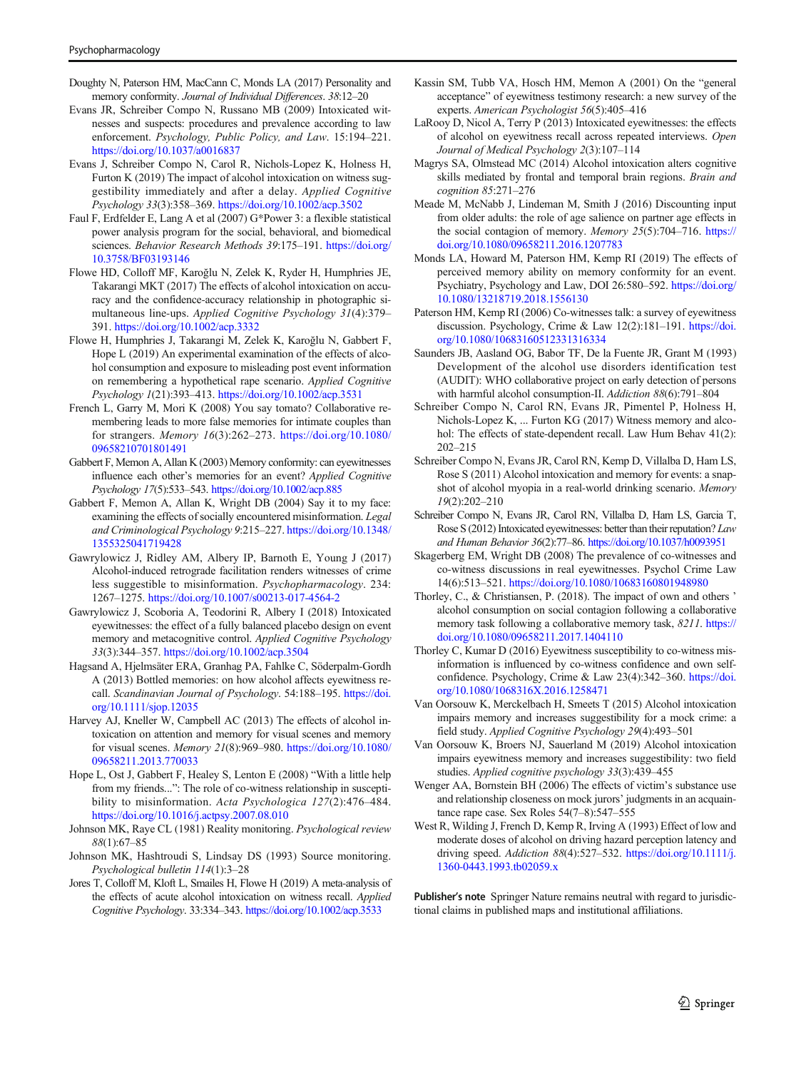Doughty N, Paterson HM, MacCann C, Monds LA (2017) Personality and memory conformity. *Journal of Individual Differences*. *38*:12–20

Evans JR, Schreiber Compo N, Russano MB (2009) Intoxicated witnesses and suspects: procedures and prevalence according to law enforcement. *Psychology, Public Policy, and Law*. 15:194–221. https://doi.org/10.1037/a0016837

Evans J, Schreiber Compo N, Carol R, Nichols-Lopez K, Holness H, Furton K (2019) The impact of alcohol intoxication on witness suggestibility immediately and after a delay. *Applied Cognitive Psychology 33*(3):358–369. https://doi.org/10.1002/acp.3502

Faul F, Erdfelder E, Lang A et al (2007) G*Power 3: a flexible statistical power analysis program for the social, behavioral, and biomedical sciences. *Behavior Research Methods 39*:175–191. https://doi.org/10.3758/BF03193146

Flowe HD, Colloff MF, Karoğlu N, Zelek K, Ryder H, Humphries JE, Takarangi MKT (2017) The effects of alcohol intoxication on accuracy and the confidence-accuracy relationship in photographic simultaneous line-ups. *Applied Cognitive Psychology 31*(4):379–391. https://doi.org/10.1002/acp.3332

Flowe H, Humphries J, Takarangi M, Zelek K, Karoğlu N, Gabbert F, Hope L (2019) An experimental examination of the effects of alcohol consumption and exposure to misleading post event information on remembering a hypothetical rape scenario. *Applied Cognitive Psychology 1*(21):393–413. https://doi.org/10.1002/acp.3531

French L, Garry M, Mori K (2008) You say tomato? Collaborative remembering leads to more false memories for intimate couples than for strangers. *Memory 16*(3):262–273. https://doi.org/10.1080/09658210701801491

Gabbert F, Memon A, Allan K (2003) Memory conformity: can eyewitnesses influence each other's memories for an event? *Applied Cognitive Psychology 17*(5):533–543. https://doi.org/10.1002/acp.885

Gabbert F, Memon A, Allan K, Wright DB (2004) Say it to my face: examining the effects of socially encountered misinformation. *Legal and Criminological Psychology* 9:215–227. https://doi.org/10.1348/1355325041719428

Gawrylowicz J, Ridley AM, Albery IP, Barnoth E, Young J (2017) Alcohol-induced retrograde facilitation renders witnesses of crime less suggestible to misinformation. *Psychopharmacology*. 234: 1267–1275. https://doi.org/10.1007/s00213-017-4564-2

Gawrylowicz J, Scoboria A, Teodorini R, Albery I (2018) Intoxicated eyewitnesses: the effect of a fully balanced placebo design on event memory and metacognitive control. *Applied Cognitive Psychology 33*(3):344–357. https://doi.org/10.1002/acp.3504

Hagsand A, Hjelmsäter ERA, Granhag PA, Fahlke C, Söderpalm-Gordh A (2013) Bottled memories: on how alcohol affects eyewitness recall. *Scandinavian Journal of Psychology*. 54:188–195. https://doi.org/10.1111/sjop.12035

Harvey AJ, Kneller W, Campbell AC (2013) The effects of alcohol intoxication on attention and memory for visual scenes and memory for visual scenes. *Memory 21*(8):969–980. https://doi.org/10.1080/09658211.2013.770033

Hope L, Ost J, Gabbert F, Healey S, Lenton E (2008) "With a little help from my friends...": The role of co-witness relationship in susceptibility to misinformation. *Acta Psychologica 127*(2):476–484. https://doi.org/10.1016/j.actpsy.2007.08.010

Johnson MK, Raye CL (1981) Reality monitoring. *Psychological review 88*(1):67–85

Johnson MK, Hashtroudi S, Lindsay DS (1993) Source monitoring. *Psychological bulletin 114*(1):3–28

Jores T, Colloff M, Kloft L, Smailes H, Flowe H (2019) A meta-analysis of the effects of acute alcohol intoxication on witness recall. *Applied Cognitive Psychology*. 33:334–343. https://doi.org/10.1002/acp.3533

Kassin SM, Tubb VA, Hosch HM, Memon A (2001) On the "general acceptance" of eyewitness testimony research: a new survey of the experts. *American Psychologist 56*(5):405–416

LaRooy D, Nicol A, Terry P (2013) Intoxicated eyewitnesses: the effects of alcohol on eyewitness recall across repeated interviews. *Open Journal of Medical Psychology 2*(3):107–114

Magrys SA, Olmstead MC (2014) Alcohol intoxication alters cognitive skills mediated by frontal and temporal brain regions. *Brain and cognition 85*:271–276

Meade M, McNabb J, Lindeman M, Smith J (2016) Discounting input from older adults: the role of age salience on partner age effects in the social contagion of memory. *Memory 25*(5):704–716. https://doi.org/10.1080/09658211.2016.1207783

Monds LA, Howard M, Paterson HM, Kemp RI (2019) The effects of perceived memory ability on memory conformity for an event. Psychiatry, Psychology and Law, DOI 26:580–592. https://doi.org/10.1080/13218719.2018.1556130

Paterson HM, Kemp RI (2006) Co-witnesses talk: a survey of eyewitness discussion. Psychology, Crime & Law 12(2):181–191. https://doi.org/10.1080/10683160512331316334

Saunders JB, Aasland OG, Babor TF, De la Fuente JR, Grant M (1993) Development of the alcohol use disorders identification test (AUDIT): WHO collaborative project on early detection of persons with harmful alcohol consumption-II. *Addiction 88*(6):791–804

Schreiber Compo N, Carol RN, Evans JR, Pimentel P, Holness H, Nichols-Lopez K, ... Furton KG (2017) Witness memory and alcohol: The effects of state-dependent recall. Law Hum Behav 41(2): 202–215

Schreiber Compo N, Evans JR, Carol RN, Kemp D, Villalba D, Ham LS, Rose S (2011) Alcohol intoxication and memory for events: a snapshot of alcohol myopia in a real-world drinking scenario. *Memory 19*(2):202–210

Schreiber Compo N, Evans JR, Carol RN, Villalba D, Ham LS, Garcia T, Rose S (2012) Intoxicated eyewitnesses: better than their reputation? *Law and Human Behavior 36*(2):77–86. https://doi.org/10.1037/h0093951

Skagerberg EM, Wright DB (2008) The prevalence of co-witnesses and co-witness discussions in real eyewitnesses. Psychol Crime Law 14(6):513–521. https://doi.org/10.1080/10683160801948980

Thorley, C., & Christiansen, P. (2018). The impact of own and others ' alcohol consumption on social contagion following a collaborative memory task following a collaborative memory task, *8211*. https://doi.org/10.1080/09658211.2017.1404110

Thorley C, Kumar D (2016) Eyewitness susceptibility to co-witness misinformation is influenced by co-witness confidence and own self-confidence. Psychology, Crime & Law 23(4):342–360. https://doi.org/10.1080/1068316X.2016.1258471

Van Oorsouw K, Merckelbach H, Smeets T (2015) Alcohol intoxication impairs memory and increases suggestibility for a mock crime: a field study. *Applied Cognitive Psychology 29*(4):493–501

Van Oorsouw K, Broers NJ, Sauerland M (2019) Alcohol intoxication impairs eyewitness memory and increases suggestibility: two field studies. *Applied cognitive psychology 33*(3):439–455

Wenger AA, Bornstein BH (2006) The effects of victim's substance use and relationship closeness on mock jurors' judgments in an acquaintance rape case. Sex Roles 54(7–8):547–555

West R, Wilding J, French D, Kemp R, Irving A (1993) Effect of low and moderate doses of alcohol on driving hazard perception latency and driving speed. *Addiction 88*(4):527–532. https://doi.org/10.1111/j.1360-0443.1993.tb02059.x

**Publisher's note** Springer Nature remains neutral with regard to jurisdictional claims in published maps and institutional affiliations.